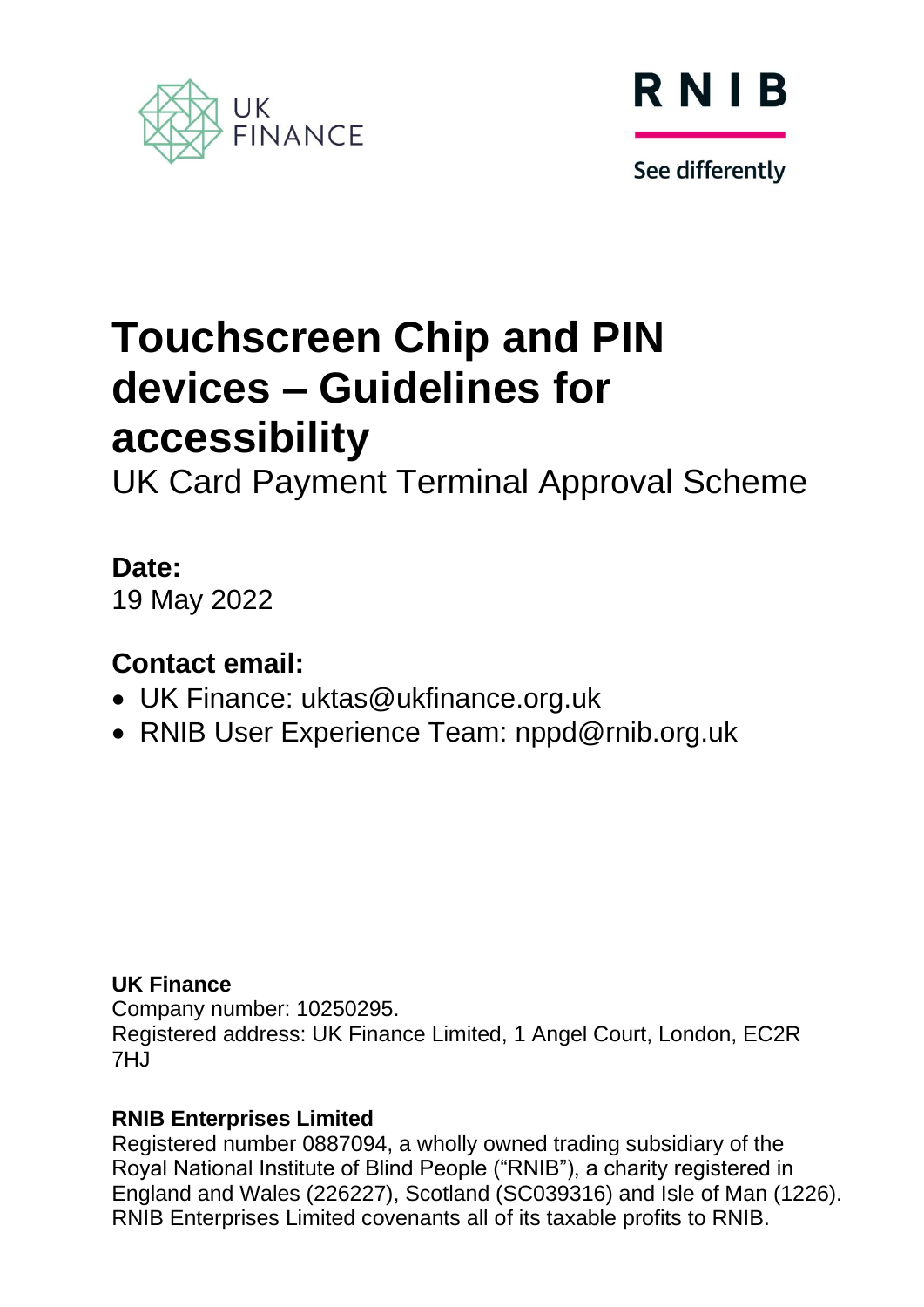UK FINANCE

RNIB

See differently

# Touchscreen Chip and PIN devices – Guidelines for accessibility

UK Card Payment Terminal Approval Scheme

## Date:

19 May 2022

## Contact email:

- UK Finance: uktas@ukfinance.org.uk
- RNIB User Experience Team: nppd@rnib.org.uk

**UK Finance**
Company number: 10250295.
Registered address: UK Finance Limited, 1 Angel Court, London, EC2R 7HJ

**RNIB Enterprises Limited**
Registered number 0887094, a wholly owned trading subsidiary of the Royal National Institute of Blind People ("RNIB"), a charity registered in England and Wales (226227), Scotland (SC039316) and Isle of Man (1226). RNIB Enterprises Limited covenants all of its taxable profits to RNIB.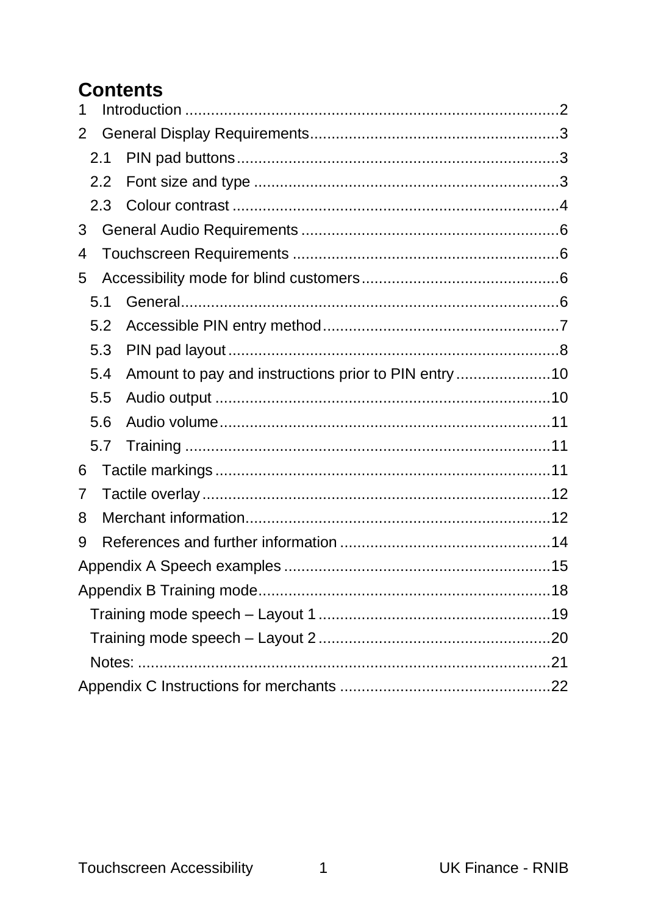# Contents

1 Introduction .......................................................................................2
2 General Display Requirements.........................................................3
 2.1 PIN pad buttons..........................................................................3
 2.2 Font size and type ......................................................................3
 2.3 Colour contrast ...........................................................................4
3 General Audio Requirements ............................................................6
4 Touchscreen Requirements .............................................................6
5 Accessibility mode for blind customers.............................................6
 5.1 General.......................................................................................6
 5.2 Accessible PIN entry method......................................................7
 5.3 PIN pad layout ............................................................................8
 5.4 Amount to pay and instructions prior to PIN entry ......................10
 5.5 Audio output ..............................................................................10
 5.6 Audio volume.............................................................................11
 5.7 Training .....................................................................................11
6 Tactile markings ..............................................................................11
7 Tactile overlay .................................................................................12
8 Merchant information.......................................................................12
9 References and further information .................................................14
Appendix A Speech examples ..............................................................15
Appendix B Training mode....................................................................18
 Training mode speech – Layout 1 .......................................................19
 Training mode speech – Layout 2 .......................................................20
 Notes: .................................................................................................21
Appendix C Instructions for merchants .................................................22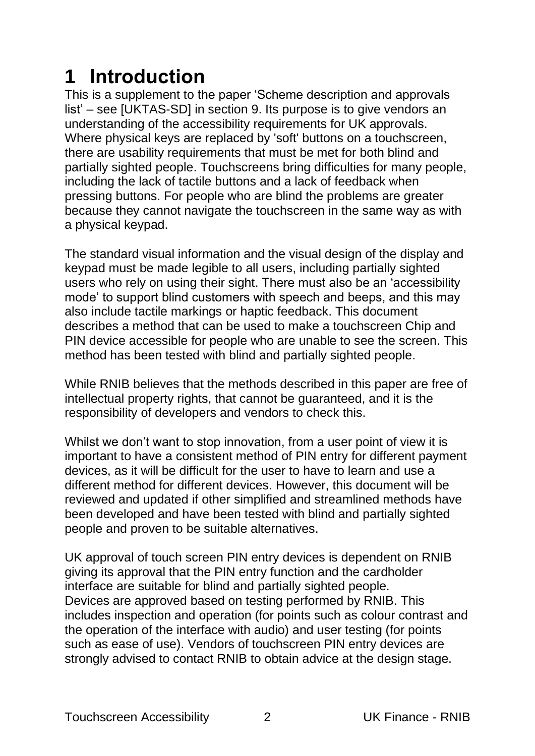# 1 Introduction

This is a supplement to the paper 'Scheme description and approvals list' – see [UKTAS-SD] in section 9. Its purpose is to give vendors an understanding of the accessibility requirements for UK approvals. Where physical keys are replaced by 'soft' buttons on a touchscreen, there are usability requirements that must be met for both blind and partially sighted people. Touchscreens bring difficulties for many people, including the lack of tactile buttons and a lack of feedback when pressing buttons. For people who are blind the problems are greater because they cannot navigate the touchscreen in the same way as with a physical keypad.

The standard visual information and the visual design of the display and keypad must be made legible to all users, including partially sighted users who rely on using their sight. There must also be an 'accessibility mode' to support blind customers with speech and beeps, and this may also include tactile markings or haptic feedback. This document describes a method that can be used to make a touchscreen Chip and PIN device accessible for people who are unable to see the screen. This method has been tested with blind and partially sighted people.

While RNIB believes that the methods described in this paper are free of intellectual property rights, that cannot be guaranteed, and it is the responsibility of developers and vendors to check this.

Whilst we don't want to stop innovation, from a user point of view it is important to have a consistent method of PIN entry for different payment devices, as it will be difficult for the user to have to learn and use a different method for different devices. However, this document will be reviewed and updated if other simplified and streamlined methods have been developed and have been tested with blind and partially sighted people and proven to be suitable alternatives.

UK approval of touch screen PIN entry devices is dependent on RNIB giving its approval that the PIN entry function and the cardholder interface are suitable for blind and partially sighted people.
Devices are approved based on testing performed by RNIB. This includes inspection and operation (for points such as colour contrast and the operation of the interface with audio) and user testing (for points such as ease of use). Vendors of touchscreen PIN entry devices are strongly advised to contact RNIB to obtain advice at the design stage.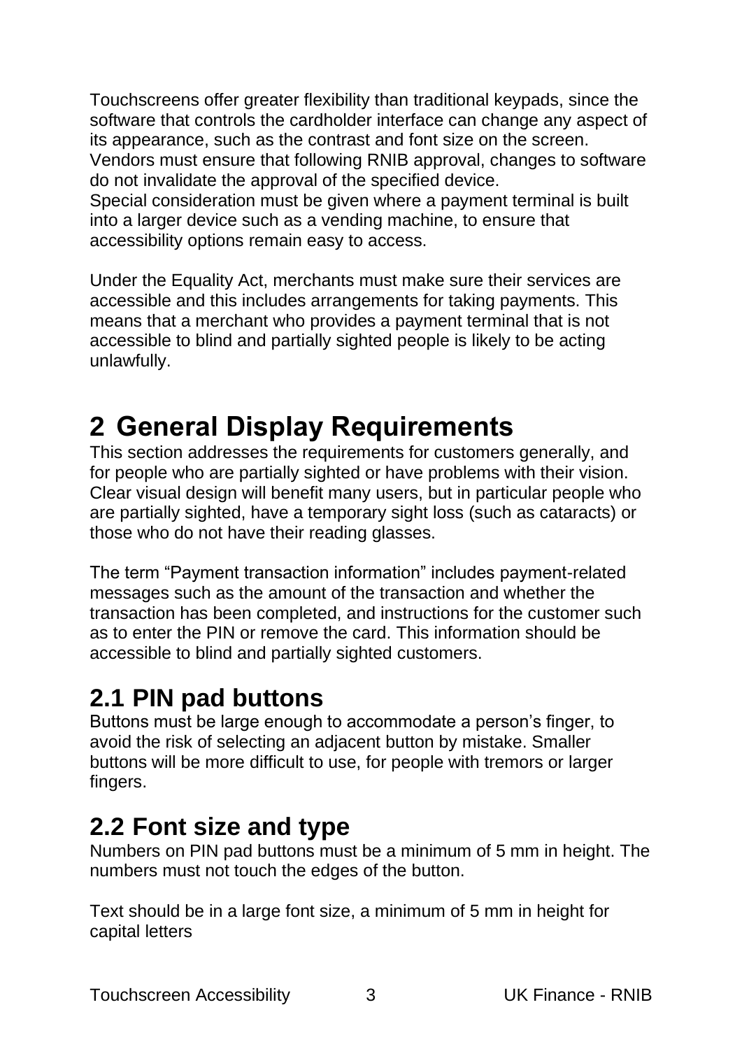Touchscreens offer greater flexibility than traditional keypads, since the software that controls the cardholder interface can change any aspect of its appearance, such as the contrast and font size on the screen. Vendors must ensure that following RNIB approval, changes to software do not invalidate the approval of the specified device.
Special consideration must be given where a payment terminal is built into a larger device such as a vending machine, to ensure that accessibility options remain easy to access.

Under the Equality Act, merchants must make sure their services are accessible and this includes arrangements for taking payments. This means that a merchant who provides a payment terminal that is not accessible to blind and partially sighted people is likely to be acting unlawfully.

# 2 General Display Requirements

This section addresses the requirements for customers generally, and for people who are partially sighted or have problems with their vision. Clear visual design will benefit many users, but in particular people who are partially sighted, have a temporary sight loss (such as cataracts) or those who do not have their reading glasses.

The term “Payment transaction information” includes payment-related messages such as the amount of the transaction and whether the transaction has been completed, and instructions for the customer such as to enter the PIN or remove the card. This information should be accessible to blind and partially sighted customers.

## 2.1 PIN pad buttons

Buttons must be large enough to accommodate a person’s finger, to avoid the risk of selecting an adjacent button by mistake. Smaller buttons will be more difficult to use, for people with tremors or larger fingers.

## 2.2 Font size and type

Numbers on PIN pad buttons must be a minimum of 5 mm in height. The numbers must not touch the edges of the button.

Text should be in a large font size, a minimum of 5 mm in height for capital letters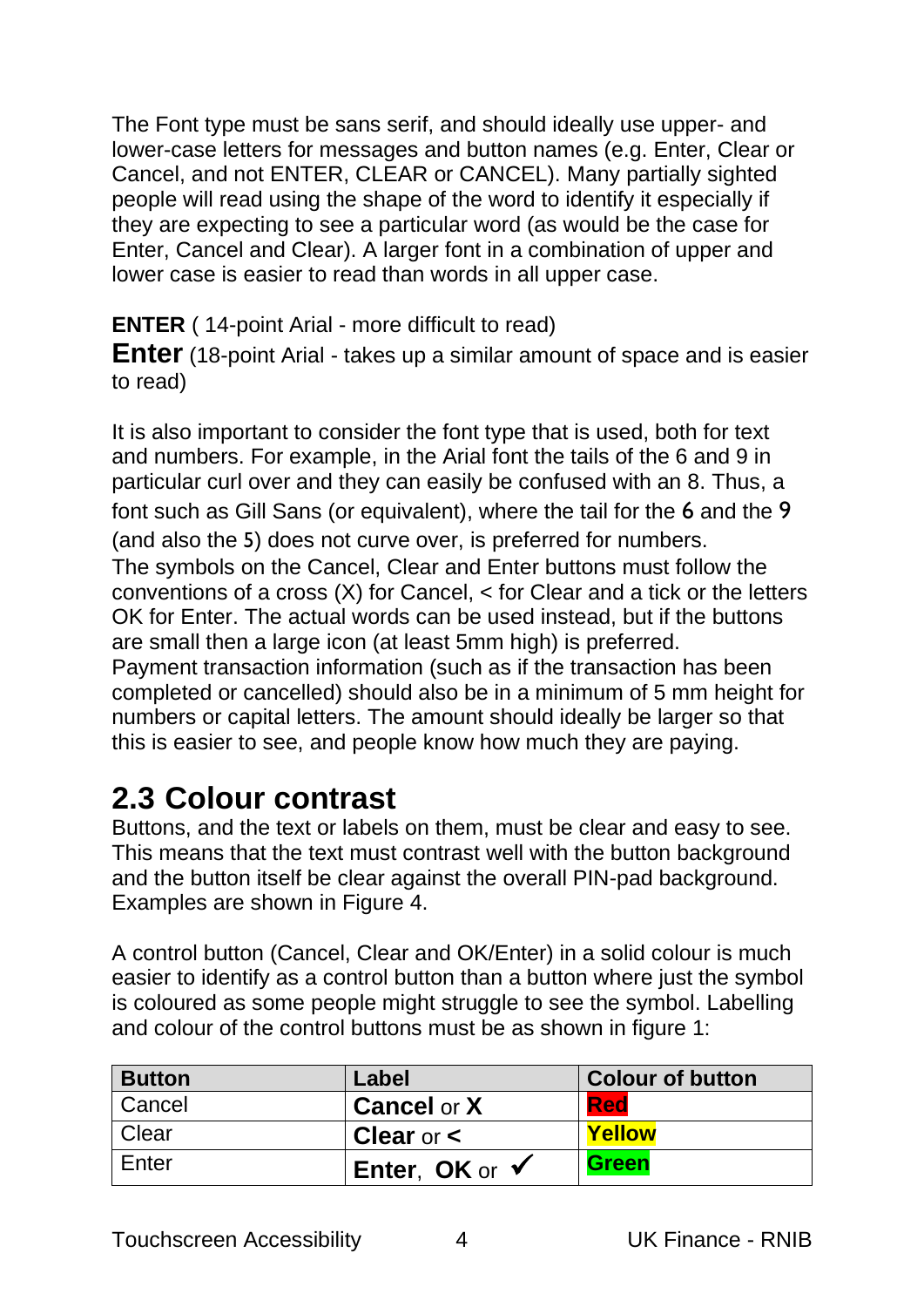The Font type must be sans serif, and should ideally use upper- and lower-case letters for messages and button names (e.g. Enter, Clear or Cancel, and not ENTER, CLEAR or CANCEL). Many partially sighted people will read using the shape of the word to identify it especially if they are expecting to see a particular word (as would be the case for Enter, Cancel and Clear). A larger font in a combination of upper and lower case is easier to read than words in all upper case.

**ENTER** ( 14-point Arial - more difficult to read)
**Enter** (18-point Arial - takes up a similar amount of space and is easier to read)

It is also important to consider the font type that is used, both for text and numbers. For example, in the Arial font the tails of the 6 and 9 in particular curl over and they can easily be confused with an 8. Thus, a font such as Gill Sans (or equivalent), where the tail for the 6 and the 9 (and also the 5) does not curve over, is preferred for numbers.
The symbols on the Cancel, Clear and Enter buttons must follow the conventions of a cross (X) for Cancel, < for Clear and a tick or the letters OK for Enter. The actual words can be used instead, but if the buttons are small then a large icon (at least 5mm high) is preferred.
Payment transaction information (such as if the transaction has been completed or cancelled) should also be in a minimum of 5 mm height for numbers or capital letters. The amount should ideally be larger so that this is easier to see, and people know how much they are paying.

## 2.3 Colour contrast

Buttons, and the text or labels on them, must be clear and easy to see. This means that the text must contrast well with the button background and the button itself be clear against the overall PIN-pad background. Examples are shown in Figure 4.

A control button (Cancel, Clear and OK/Enter) in a solid colour is much easier to identify as a control button than a button where just the symbol is coloured as some people might struggle to see the symbol. Labelling and colour of the control buttons must be as shown in figure 1:

| Button | Label | Colour of button |
|---|---|---|
| Cancel | **Cancel** or **X** | **Red** |
| Clear | **Clear** or **<** | **Yellow** |
| Enter | **Enter**, **OK** or ✓ | **Green** |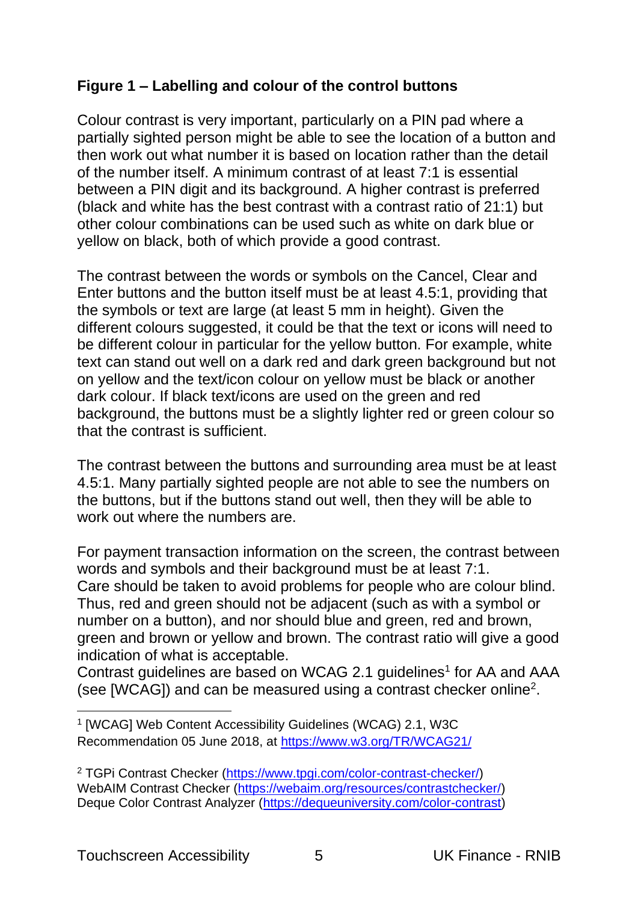**Figure 1 – Labelling and colour of the control buttons**

Colour contrast is very important, particularly on a PIN pad where a partially sighted person might be able to see the location of a button and then work out what number it is based on location rather than the detail of the number itself. A minimum contrast of at least 7:1 is essential between a PIN digit and its background. A higher contrast is preferred (black and white has the best contrast with a contrast ratio of 21:1) but other colour combinations can be used such as white on dark blue or yellow on black, both of which provide a good contrast.

The contrast between the words or symbols on the Cancel, Clear and Enter buttons and the button itself must be at least 4.5:1, providing that the symbols or text are large (at least 5 mm in height). Given the different colours suggested, it could be that the text or icons will need to be different colour in particular for the yellow button. For example, white text can stand out well on a dark red and dark green background but not on yellow and the text/icon colour on yellow must be black or another dark colour. If black text/icons are used on the green and red background, the buttons must be a slightly lighter red or green colour so that the contrast is sufficient.

The contrast between the buttons and surrounding area must be at least 4.5:1. Many partially sighted people are not able to see the numbers on the buttons, but if the buttons stand out well, then they will be able to work out where the numbers are.

For payment transaction information on the screen, the contrast between words and symbols and their background must be at least 7:1.
Care should be taken to avoid problems for people who are colour blind. Thus, red and green should not be adjacent (such as with a symbol or number on a button), and nor should blue and green, red and brown, green and brown or yellow and brown. The contrast ratio will give a good indication of what is acceptable.
Contrast guidelines are based on WCAG 2.1 guidelines[1] for AA and AAA (see [WCAG]) and can be measured using a contrast checker online[2].

---

[1] [WCAG] Web Content Accessibility Guidelines (WCAG) 2.1, W3C Recommendation 05 June 2018, at https://www.w3.org/TR/WCAG21/

[2] TGPi Contrast Checker (https://www.tpgi.com/color-contrast-checker/)
WebAIM Contrast Checker (https://webaim.org/resources/contrastchecker/)
Deque Color Contrast Analyzer (https://dequeuniversity.com/color-contrast)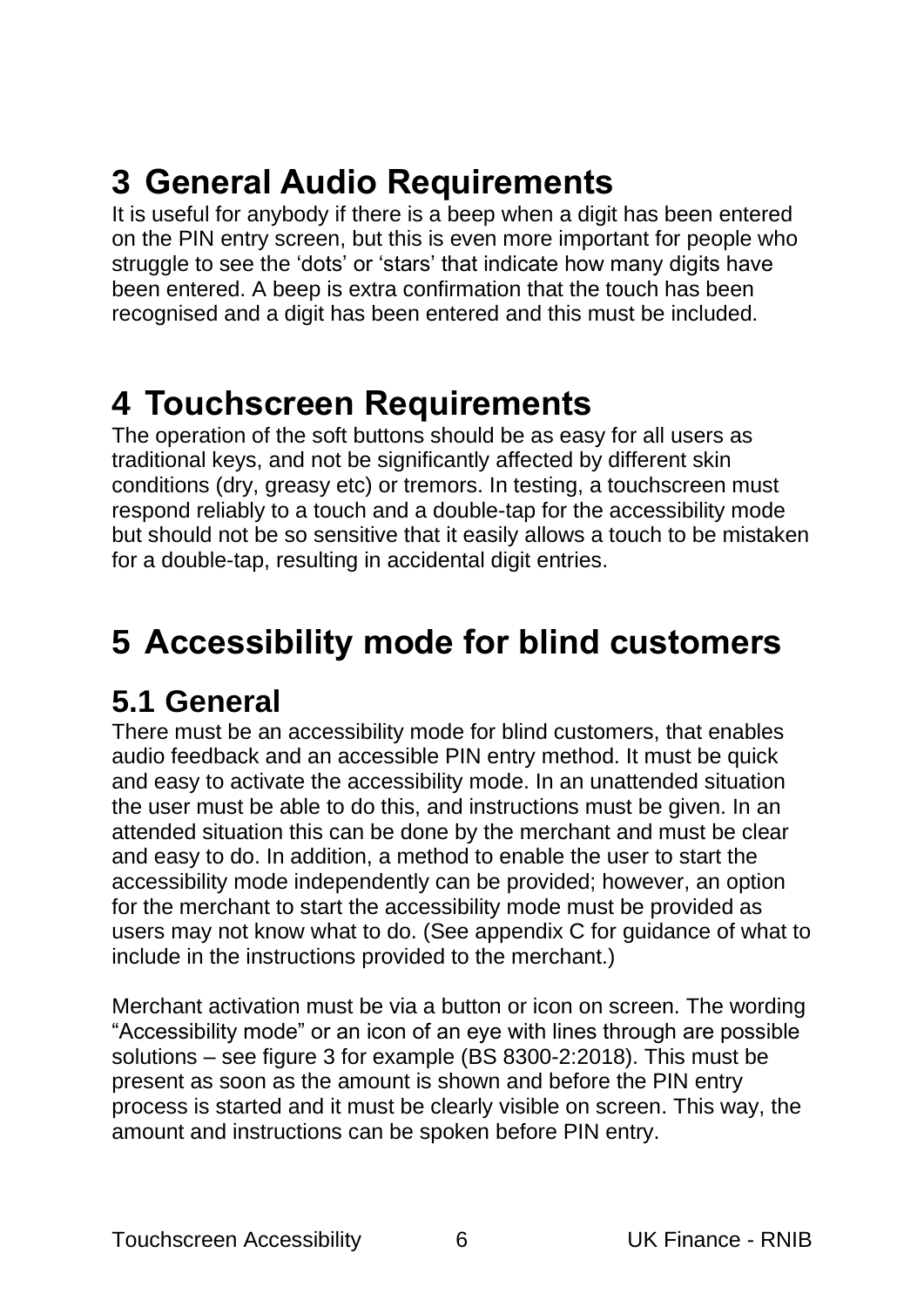# 3 General Audio Requirements

It is useful for anybody if there is a beep when a digit has been entered on the PIN entry screen, but this is even more important for people who struggle to see the 'dots' or 'stars' that indicate how many digits have been entered. A beep is extra confirmation that the touch has been recognised and a digit has been entered and this must be included.

# 4 Touchscreen Requirements

The operation of the soft buttons should be as easy for all users as traditional keys, and not be significantly affected by different skin conditions (dry, greasy etc) or tremors. In testing, a touchscreen must respond reliably to a touch and a double-tap for the accessibility mode but should not be so sensitive that it easily allows a touch to be mistaken for a double-tap, resulting in accidental digit entries.

# 5 Accessibility mode for blind customers

## 5.1 General

There must be an accessibility mode for blind customers, that enables audio feedback and an accessible PIN entry method. It must be quick and easy to activate the accessibility mode. In an unattended situation the user must be able to do this, and instructions must be given. In an attended situation this can be done by the merchant and must be clear and easy to do. In addition, a method to enable the user to start the accessibility mode independently can be provided; however, an option for the merchant to start the accessibility mode must be provided as users may not know what to do. (See appendix C for guidance of what to include in the instructions provided to the merchant.)

Merchant activation must be via a button or icon on screen. The wording "Accessibility mode" or an icon of an eye with lines through are possible solutions – see figure 3 for example (BS 8300-2:2018). This must be present as soon as the amount is shown and before the PIN entry process is started and it must be clearly visible on screen. This way, the amount and instructions can be spoken before PIN entry.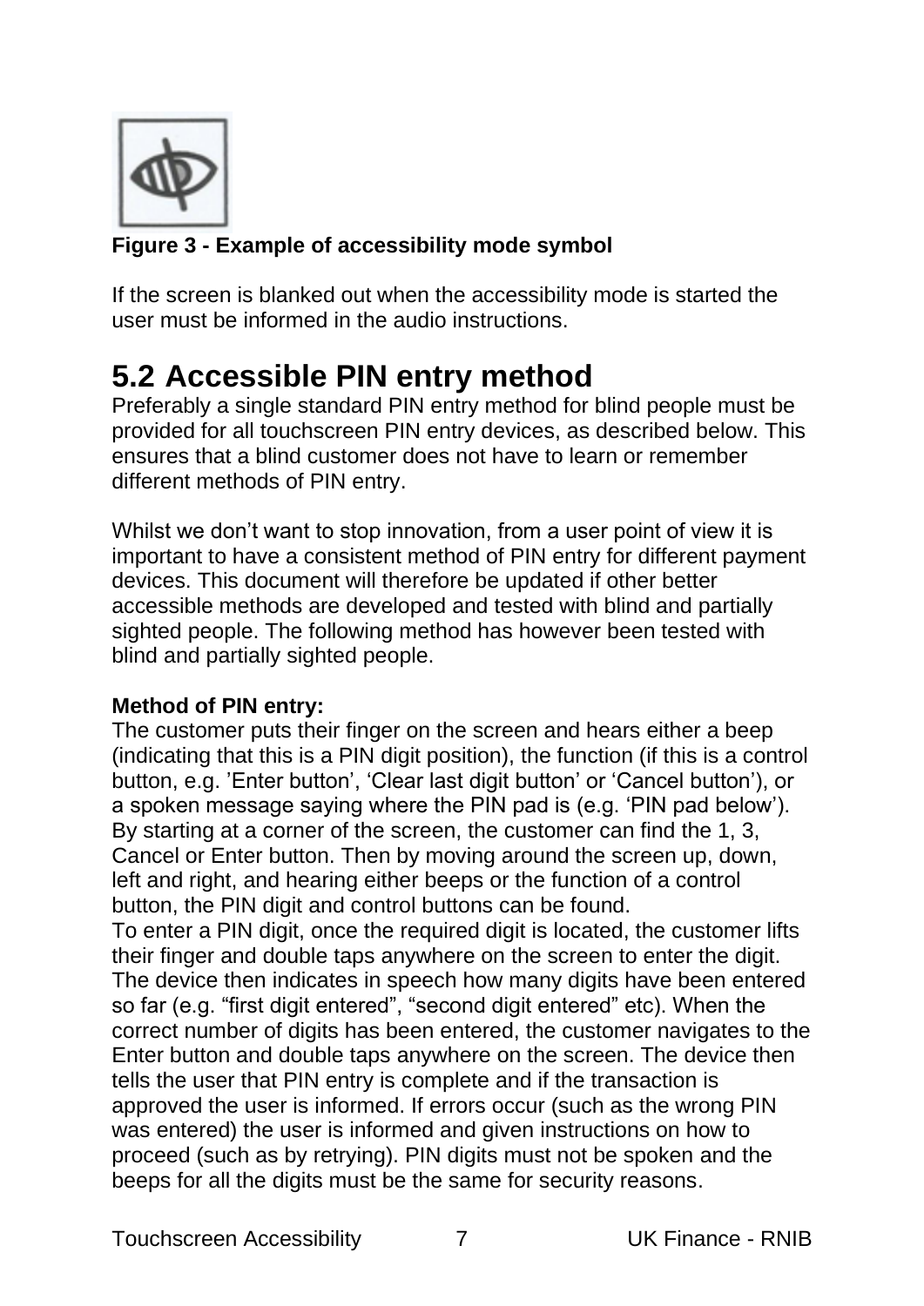**Figure 3 - Example of accessibility mode symbol**

If the screen is blanked out when the accessibility mode is started the user must be informed in the audio instructions.

## 5.2 Accessible PIN entry method

Preferably a single standard PIN entry method for blind people must be provided for all touchscreen PIN entry devices, as described below. This ensures that a blind customer does not have to learn or remember different methods of PIN entry.

Whilst we don't want to stop innovation, from a user point of view it is important to have a consistent method of PIN entry for different payment devices. This document will therefore be updated if other better accessible methods are developed and tested with blind and partially sighted people. The following method has however been tested with blind and partially sighted people.

**Method of PIN entry:**

The customer puts their finger on the screen and hears either a beep (indicating that this is a PIN digit position), the function (if this is a control button, e.g. 'Enter button', 'Clear last digit button' or 'Cancel button'), or a spoken message saying where the PIN pad is (e.g. 'PIN pad below'). By starting at a corner of the screen, the customer can find the 1, 3, Cancel or Enter button. Then by moving around the screen up, down, left and right, and hearing either beeps or the function of a control button, the PIN digit and control buttons can be found.

To enter a PIN digit, once the required digit is located, the customer lifts their finger and double taps anywhere on the screen to enter the digit. The device then indicates in speech how many digits have been entered so far (e.g. "first digit entered", "second digit entered" etc). When the correct number of digits has been entered, the customer navigates to the Enter button and double taps anywhere on the screen. The device then tells the user that PIN entry is complete and if the transaction is approved the user is informed. If errors occur (such as the wrong PIN was entered) the user is informed and given instructions on how to proceed (such as by retrying). PIN digits must not be spoken and the beeps for all the digits must be the same for security reasons.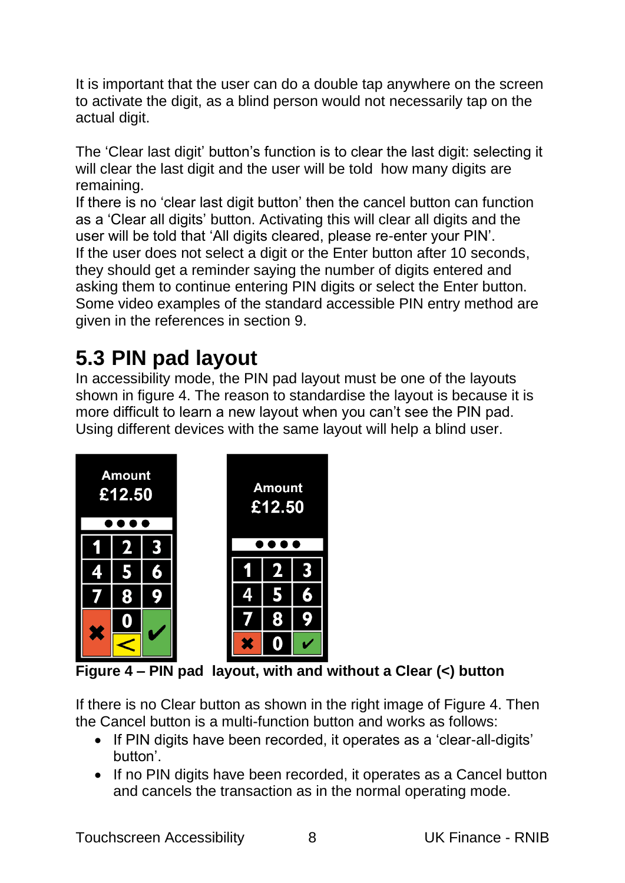It is important that the user can do a double tap anywhere on the screen to activate the digit, as a blind person would not necessarily tap on the actual digit.

The 'Clear last digit' button's function is to clear the last digit: selecting it will clear the last digit and the user will be told how many digits are remaining.
If there is no 'clear last digit button' then the cancel button can function as a 'Clear all digits' button. Activating this will clear all digits and the user will be told that 'All digits cleared, please re-enter your PIN'.
If the user does not select a digit or the Enter button after 10 seconds, they should get a reminder saying the number of digits entered and asking them to continue entering PIN digits or select the Enter button.
Some video examples of the standard accessible PIN entry method are given in the references in section 9.

## 5.3 PIN pad layout

In accessibility mode, the PIN pad layout must be one of the layouts shown in figure 4. The reason to standardise the layout is because it is more difficult to learn a new layout when you can't see the PIN pad. Using different devices with the same layout will help a blind user.

**Figure 4 – PIN pad layout, with and without a Clear (<) button**

If there is no Clear button as shown in the right image of Figure 4. Then the Cancel button is a multi-function button and works as follows:

- If PIN digits have been recorded, it operates as a 'clear-all-digits' button'.
- If no PIN digits have been recorded, it operates as a Cancel button and cancels the transaction as in the normal operating mode.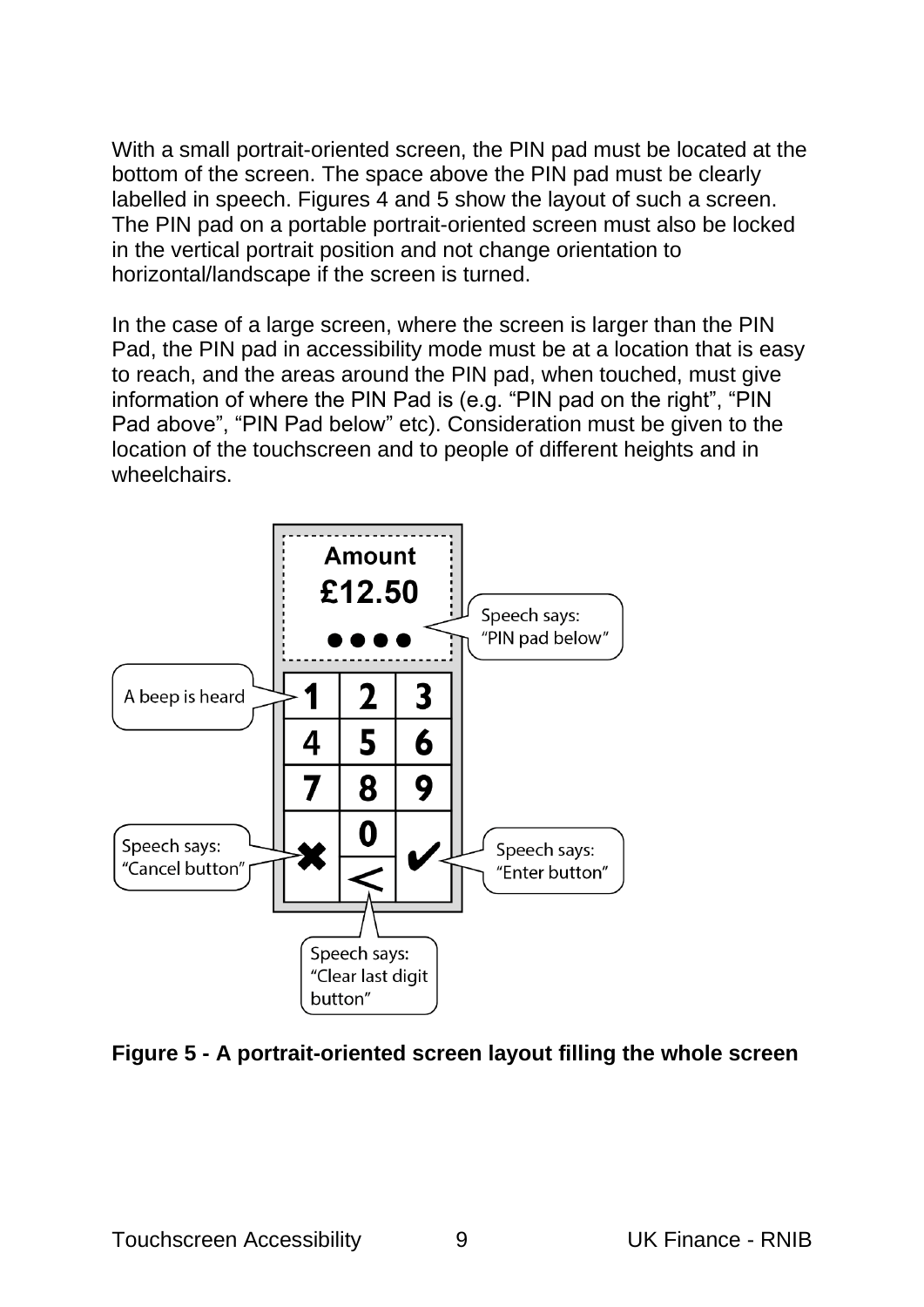With a small portrait-oriented screen, the PIN pad must be located at the bottom of the screen. The space above the PIN pad must be clearly labelled in speech. Figures 4 and 5 show the layout of such a screen. The PIN pad on a portable portrait-oriented screen must also be locked in the vertical portrait position and not change orientation to horizontal/landscape if the screen is turned.

In the case of a large screen, where the screen is larger than the PIN Pad, the PIN pad in accessibility mode must be at a location that is easy to reach, and the areas around the PIN pad, when touched, must give information of where the PIN Pad is (e.g. "PIN pad on the right", "PIN Pad above", "PIN Pad below" etc). Consideration must be given to the location of the touchscreen and to people of different heights and in wheelchairs.

**Figure 5 - A portrait-oriented screen layout filling the whole screen**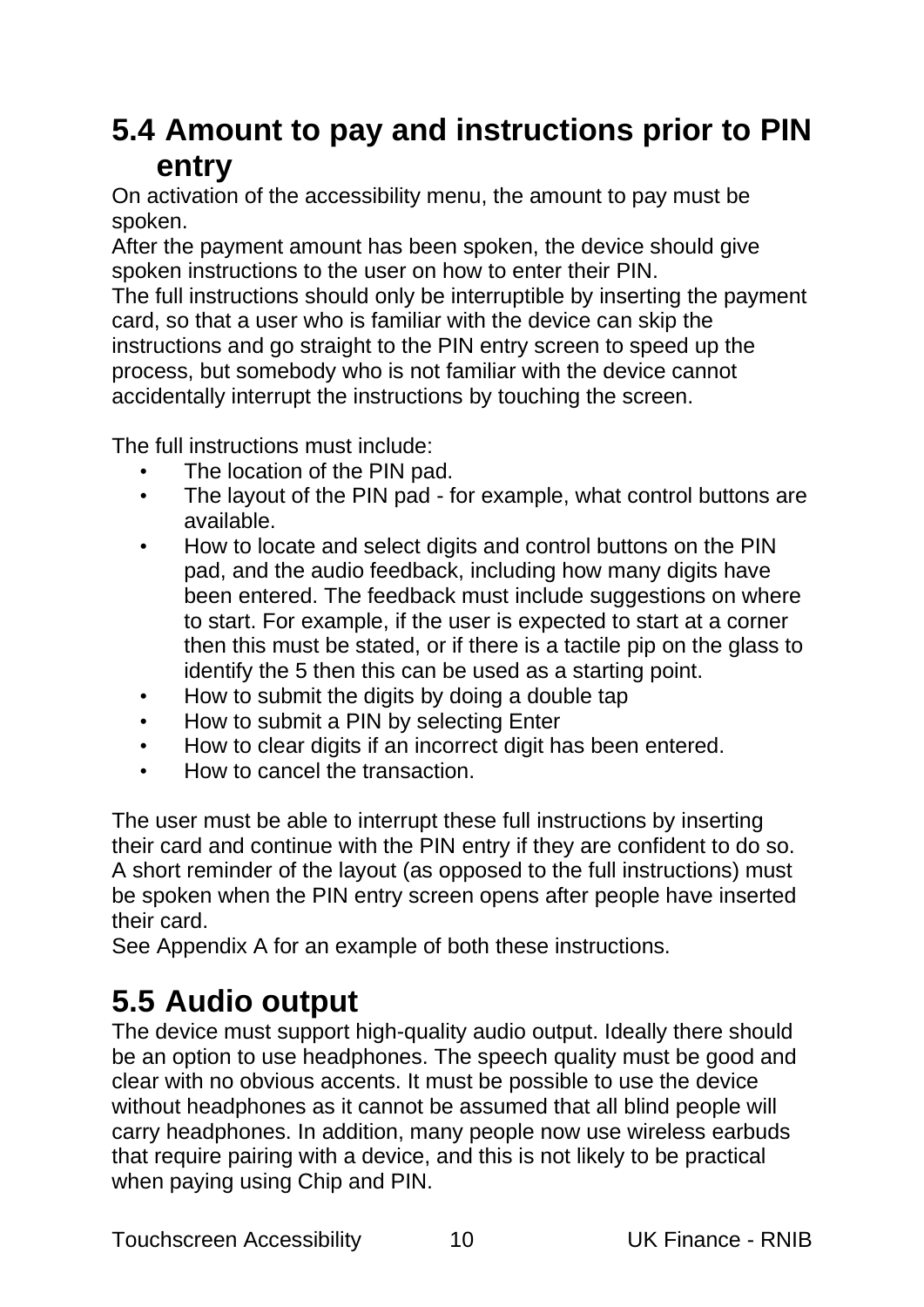## 5.4 Amount to pay and instructions prior to PIN entry

On activation of the accessibility menu, the amount to pay must be spoken.
After the payment amount has been spoken, the device should give spoken instructions to the user on how to enter their PIN.
The full instructions should only be interruptible by inserting the payment card, so that a user who is familiar with the device can skip the instructions and go straight to the PIN entry screen to speed up the process, but somebody who is not familiar with the device cannot accidentally interrupt the instructions by touching the screen.

The full instructions must include:

- The location of the PIN pad.
- The layout of the PIN pad - for example, what control buttons are available.
- How to locate and select digits and control buttons on the PIN pad, and the audio feedback, including how many digits have been entered. The feedback must include suggestions on where to start. For example, if the user is expected to start at a corner then this must be stated, or if there is a tactile pip on the glass to identify the 5 then this can be used as a starting point.
- How to submit the digits by doing a double tap
- How to submit a PIN by selecting Enter
- How to clear digits if an incorrect digit has been entered.
- How to cancel the transaction.

The user must be able to interrupt these full instructions by inserting their card and continue with the PIN entry if they are confident to do so. A short reminder of the layout (as opposed to the full instructions) must be spoken when the PIN entry screen opens after people have inserted their card.
See Appendix A for an example of both these instructions.

## 5.5 Audio output

The device must support high-quality audio output. Ideally there should be an option to use headphones. The speech quality must be good and clear with no obvious accents. It must be possible to use the device without headphones as it cannot be assumed that all blind people will carry headphones. In addition, many people now use wireless earbuds that require pairing with a device, and this is not likely to be practical when paying using Chip and PIN.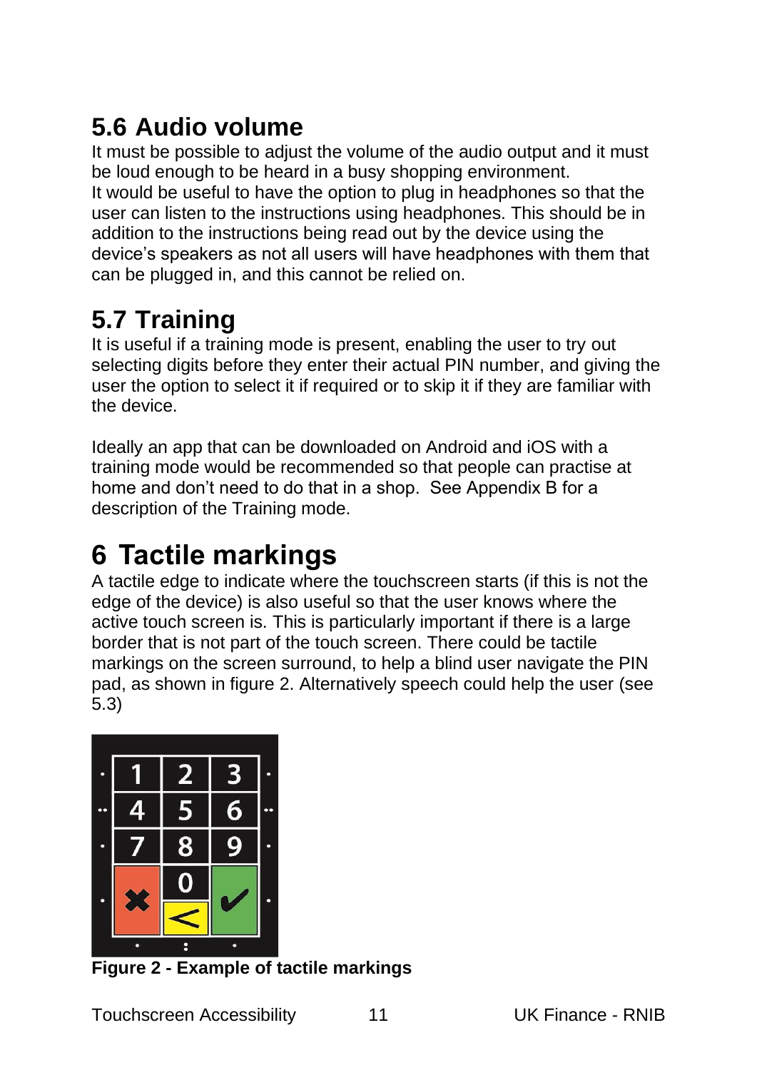## 5.6 Audio volume

It must be possible to adjust the volume of the audio output and it must be loud enough to be heard in a busy shopping environment.
It would be useful to have the option to plug in headphones so that the user can listen to the instructions using headphones. This should be in addition to the instructions being read out by the device using the device's speakers as not all users will have headphones with them that can be plugged in, and this cannot be relied on.

## 5.7 Training

It is useful if a training mode is present, enabling the user to try out selecting digits before they enter their actual PIN number, and giving the user the option to select it if required or to skip it if they are familiar with the device.

Ideally an app that can be downloaded on Android and iOS with a training mode would be recommended so that people can practise at home and don't need to do that in a shop. See Appendix B for a description of the Training mode.

# 6 Tactile markings

A tactile edge to indicate where the touchscreen starts (if this is not the edge of the device) is also useful so that the user knows where the active touch screen is. This is particularly important if there is a large border that is not part of the touch screen. There could be tactile markings on the screen surround, to help a blind user navigate the PIN pad, as shown in figure 2. Alternatively speech could help the user (see 5.3)

**Figure 2 - Example of tactile markings**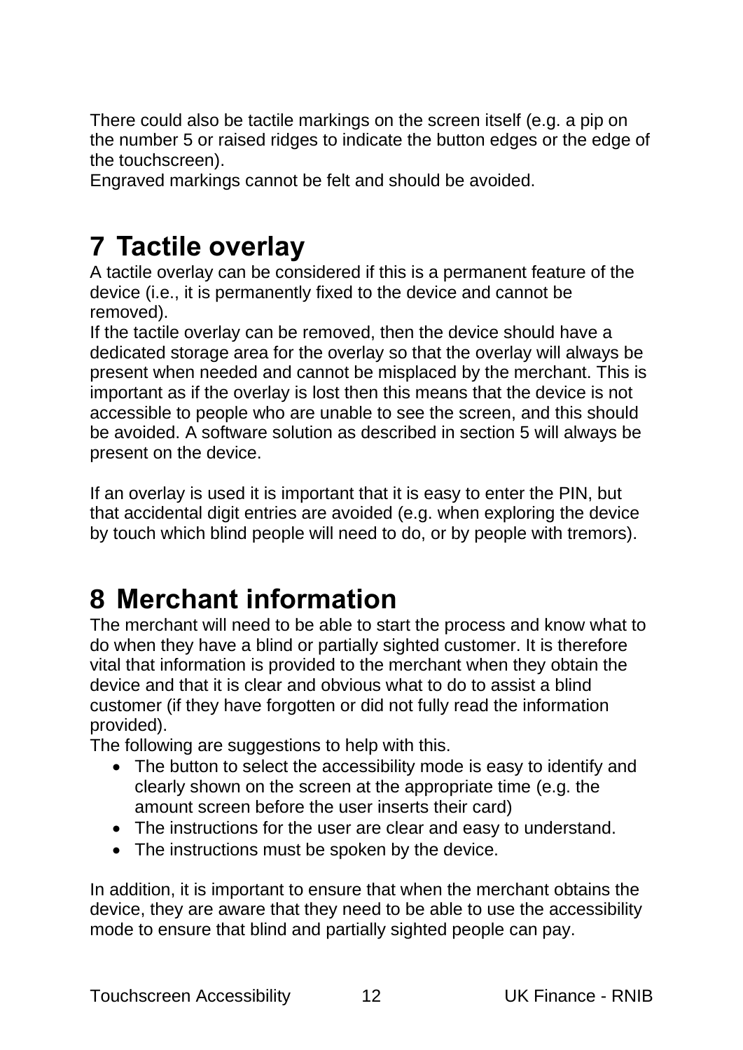There could also be tactile markings on the screen itself (e.g. a pip on the number 5 or raised ridges to indicate the button edges or the edge of the touchscreen).
Engraved markings cannot be felt and should be avoided.

# 7 Tactile overlay

A tactile overlay can be considered if this is a permanent feature of the device (i.e., it is permanently fixed to the device and cannot be removed).
If the tactile overlay can be removed, then the device should have a dedicated storage area for the overlay so that the overlay will always be present when needed and cannot be misplaced by the merchant. This is important as if the overlay is lost then this means that the device is not accessible to people who are unable to see the screen, and this should be avoided. A software solution as described in section 5 will always be present on the device.

If an overlay is used it is important that it is easy to enter the PIN, but that accidental digit entries are avoided (e.g. when exploring the device by touch which blind people will need to do, or by people with tremors).

# 8 Merchant information

The merchant will need to be able to start the process and know what to do when they have a blind or partially sighted customer. It is therefore vital that information is provided to the merchant when they obtain the device and that it is clear and obvious what to do to assist a blind customer (if they have forgotten or did not fully read the information provided).
The following are suggestions to help with this.

- The button to select the accessibility mode is easy to identify and clearly shown on the screen at the appropriate time (e.g. the amount screen before the user inserts their card)
- The instructions for the user are clear and easy to understand.
- The instructions must be spoken by the device.

In addition, it is important to ensure that when the merchant obtains the device, they are aware that they need to be able to use the accessibility mode to ensure that blind and partially sighted people can pay.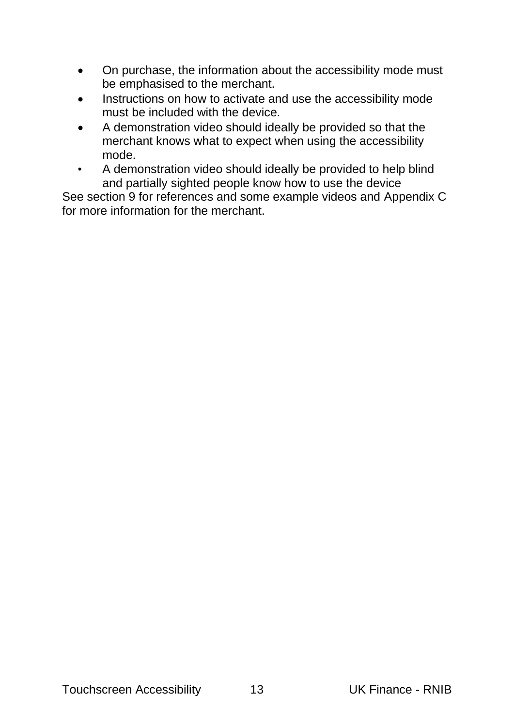- On purchase, the information about the accessibility mode must be emphasised to the merchant.
- Instructions on how to activate and use the accessibility mode must be included with the device.
- A demonstration video should ideally be provided so that the merchant knows what to expect when using the accessibility mode.
- A demonstration video should ideally be provided to help blind and partially sighted people know how to use the device

See section 9 for references and some example videos and Appendix C for more information for the merchant.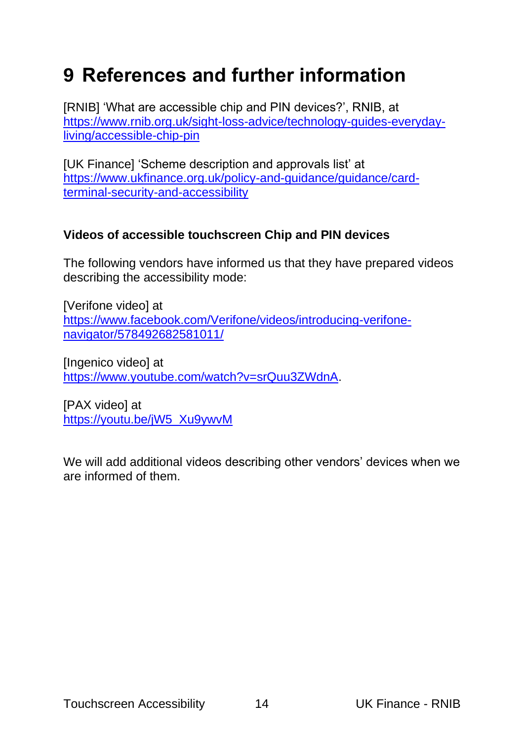# 9 References and further information

[RNIB] 'What are accessible chip and PIN devices?', RNIB, at https://www.rnib.org.uk/sight-loss-advice/technology-guides-everyday-living/accessible-chip-pin

[UK Finance] 'Scheme description and approvals list' at https://www.ukfinance.org.uk/policy-and-guidance/guidance/card-terminal-security-and-accessibility

**Videos of accessible touchscreen Chip and PIN devices**

The following vendors have informed us that they have prepared videos describing the accessibility mode:

[Verifone video] at https://www.facebook.com/Verifone/videos/introducing-verifone-navigator/578492682581011/

[Ingenico video] at https://www.youtube.com/watch?v=srQuu3ZWdnA.

[PAX video] at https://youtu.be/jW5_Xu9ywvM

We will add additional videos describing other vendors' devices when we are informed of them.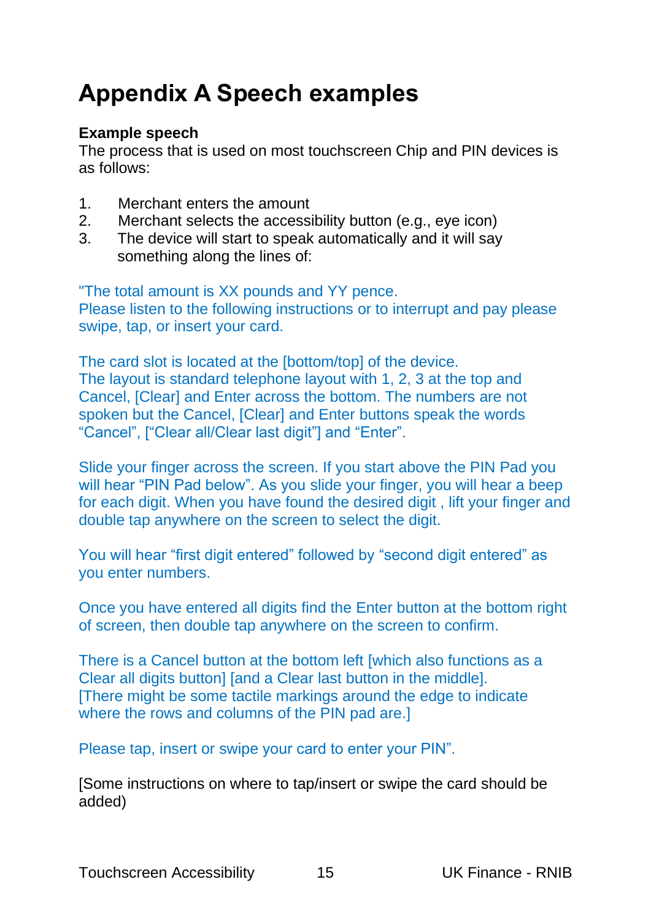# Appendix A Speech examples

**Example speech**

The process that is used on most touchscreen Chip and PIN devices is as follows:

1. Merchant enters the amount
2. Merchant selects the accessibility button (e.g., eye icon)
3. The device will start to speak automatically and it will say something along the lines of:

"The total amount is XX pounds and YY pence.
Please listen to the following instructions or to interrupt and pay please swipe, tap, or insert your card.

The card slot is located at the [bottom/top] of the device.
The layout is standard telephone layout with 1, 2, 3 at the top and Cancel, [Clear] and Enter across the bottom. The numbers are not spoken but the Cancel, [Clear] and Enter buttons speak the words "Cancel", ["Clear all/Clear last digit"] and "Enter".

Slide your finger across the screen. If you start above the PIN Pad you will hear "PIN Pad below". As you slide your finger, you will hear a beep for each digit. When you have found the desired digit , lift your finger and double tap anywhere on the screen to select the digit.

You will hear "first digit entered" followed by "second digit entered" as you enter numbers.

Once you have entered all digits find the Enter button at the bottom right of screen, then double tap anywhere on the screen to confirm.

There is a Cancel button at the bottom left [which also functions as a Clear all digits button] [and a Clear last button in the middle].
[There might be some tactile markings around the edge to indicate where the rows and columns of the PIN pad are.]

Please tap, insert or swipe your card to enter your PIN".

[Some instructions on where to tap/insert or swipe the card should be added)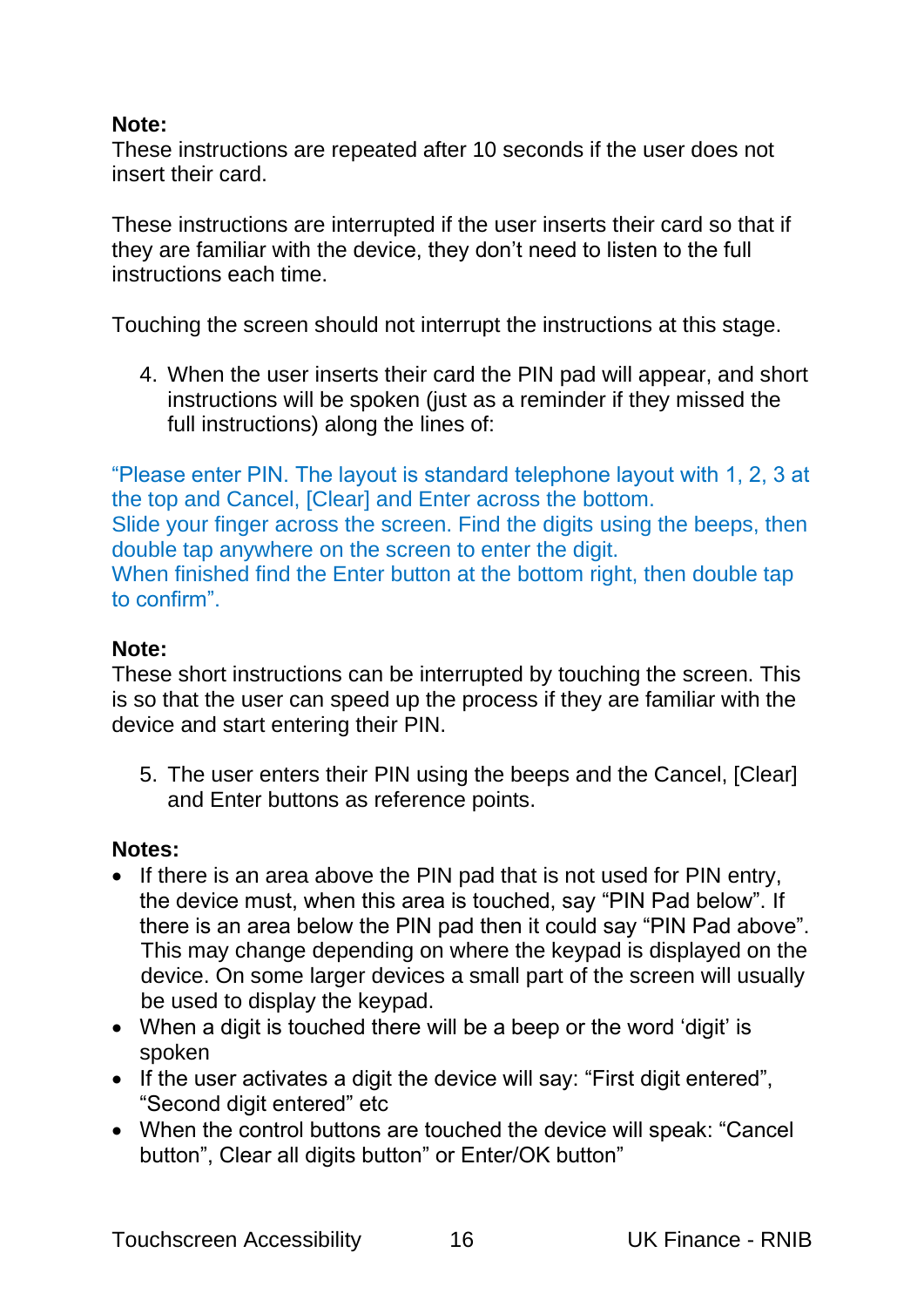**Note:**
These instructions are repeated after 10 seconds if the user does not insert their card.

These instructions are interrupted if the user inserts their card so that if they are familiar with the device, they don't need to listen to the full instructions each time.

Touching the screen should not interrupt the instructions at this stage.

4. When the user inserts their card the PIN pad will appear, and short instructions will be spoken (just as a reminder if they missed the full instructions) along the lines of:

"Please enter PIN. The layout is standard telephone layout with 1, 2, 3 at the top and Cancel, [Clear] and Enter across the bottom.
Slide your finger across the screen. Find the digits using the beeps, then double tap anywhere on the screen to enter the digit.
When finished find the Enter button at the bottom right, then double tap to confirm".

**Note:**
These short instructions can be interrupted by touching the screen. This is so that the user can speed up the process if they are familiar with the device and start entering their PIN.

5. The user enters their PIN using the beeps and the Cancel, [Clear] and Enter buttons as reference points.

**Notes:**

- If there is an area above the PIN pad that is not used for PIN entry, the device must, when this area is touched, say "PIN Pad below". If there is an area below the PIN pad then it could say "PIN Pad above". This may change depending on where the keypad is displayed on the device. On some larger devices a small part of the screen will usually be used to display the keypad.
- When a digit is touched there will be a beep or the word 'digit' is spoken
- If the user activates a digit the device will say: "First digit entered", "Second digit entered" etc
- When the control buttons are touched the device will speak: "Cancel button", Clear all digits button" or Enter/OK button"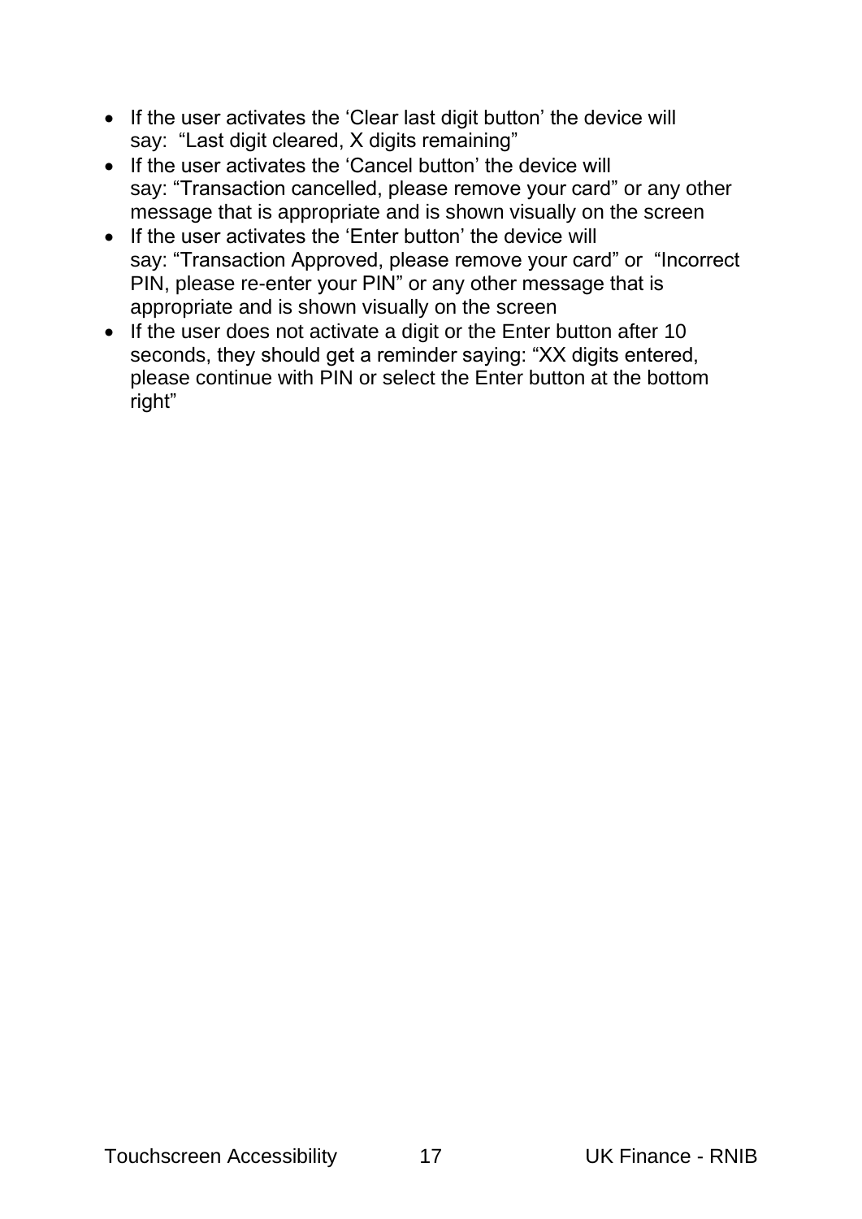- If the user activates the 'Clear last digit button' the device will say: "Last digit cleared, X digits remaining"
- If the user activates the 'Cancel button' the device will say: "Transaction cancelled, please remove your card" or any other message that is appropriate and is shown visually on the screen
- If the user activates the 'Enter button' the device will say: "Transaction Approved, please remove your card" or "Incorrect PIN, please re-enter your PIN" or any other message that is appropriate and is shown visually on the screen
- If the user does not activate a digit or the Enter button after 10 seconds, they should get a reminder saying: "XX digits entered, please continue with PIN or select the Enter button at the bottom right"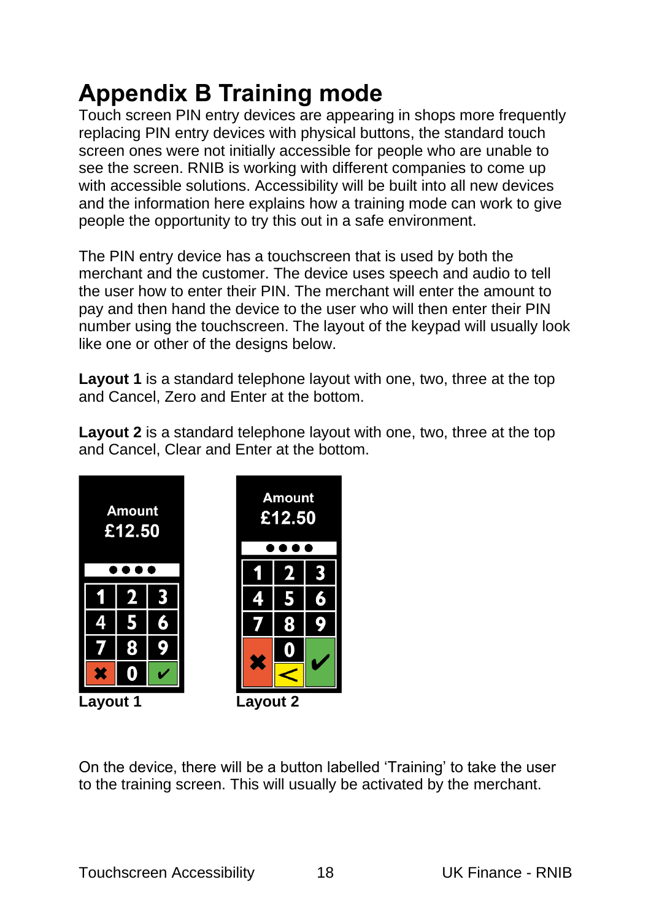# Appendix B Training mode

Touch screen PIN entry devices are appearing in shops more frequently replacing PIN entry devices with physical buttons, the standard touch screen ones were not initially accessible for people who are unable to see the screen. RNIB is working with different companies to come up with accessible solutions. Accessibility will be built into all new devices and the information here explains how a training mode can work to give people the opportunity to try this out in a safe environment.

The PIN entry device has a touchscreen that is used by both the merchant and the customer. The device uses speech and audio to tell the user how to enter their PIN. The merchant will enter the amount to pay and then hand the device to the user who will then enter their PIN number using the touchscreen. The layout of the keypad will usually look like one or other of the designs below.

**Layout 1** is a standard telephone layout with one, two, three at the top and Cancel, Zero and Enter at the bottom.

**Layout 2** is a standard telephone layout with one, two, three at the top and Cancel, Clear and Enter at the bottom.

Layout 1

Layout 2

On the device, there will be a button labelled 'Training' to take the user to the training screen. This will usually be activated by the merchant.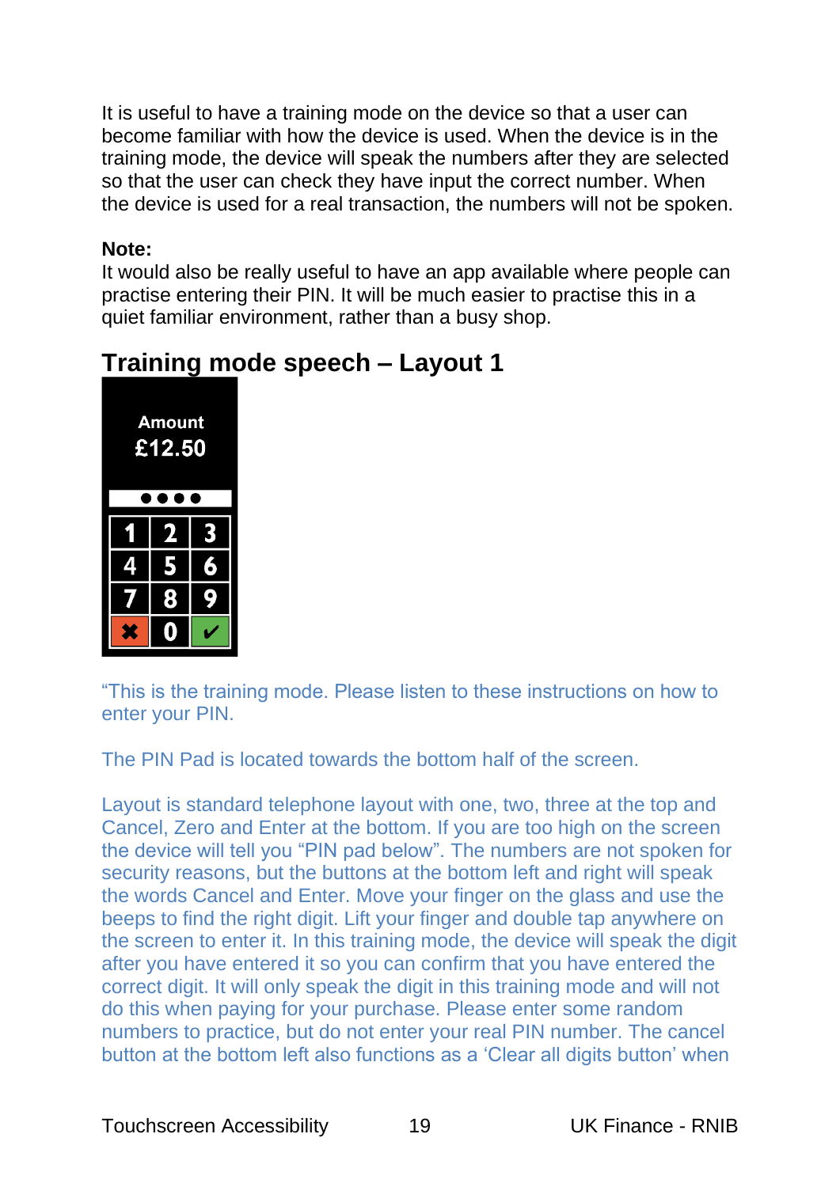It is useful to have a training mode on the device so that a user can become familiar with how the device is used. When the device is in the training mode, the device will speak the numbers after they are selected so that the user can check they have input the correct number. When the device is used for a real transaction, the numbers will not be spoken.

**Note:**
It would also be really useful to have an app available where people can practise entering their PIN. It will be much easier to practise this in a quiet familiar environment, rather than a busy shop.

## Training mode speech – Layout 1

Amount
£12.50

●●●●

| 1 | 2 | 3 |
|---|---|---|
| 4 | 5 | 6 |
| 7 | 8 | 9 |
| ✖ | 0 | ✔ |

"This is the training mode. Please listen to these instructions on how to enter your PIN.

The PIN Pad is located towards the bottom half of the screen.

Layout is standard telephone layout with one, two, three at the top and Cancel, Zero and Enter at the bottom. If you are too high on the screen the device will tell you "PIN pad below". The numbers are not spoken for security reasons, but the buttons at the bottom left and right will speak the words Cancel and Enter. Move your finger on the glass and use the beeps to find the right digit. Lift your finger and double tap anywhere on the screen to enter it. In this training mode, the device will speak the digit after you have entered it so you can confirm that you have entered the correct digit. It will only speak the digit in this training mode and will not do this when paying for your purchase. Please enter some random numbers to practice, but do not enter your real PIN number. The cancel button at the bottom left also functions as a 'Clear all digits button' when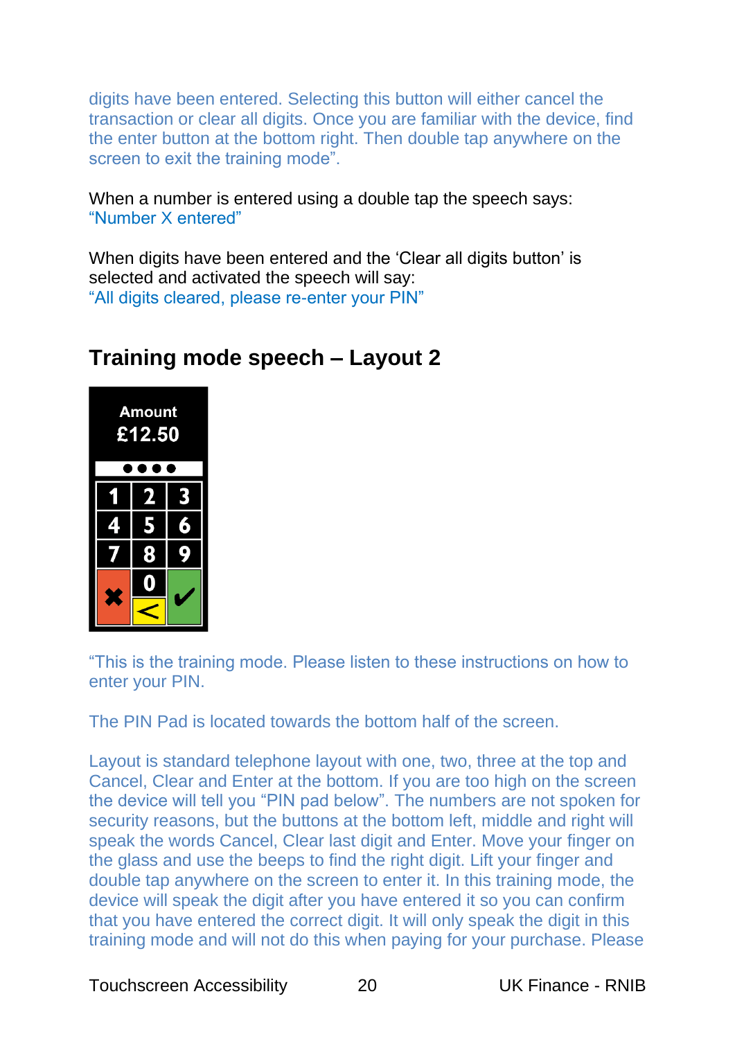digits have been entered. Selecting this button will either cancel the transaction or clear all digits. Once you are familiar with the device, find the enter button at the bottom right. Then double tap anywhere on the screen to exit the training mode".

When a number is entered using a double tap the speech says:
"Number X entered"

When digits have been entered and the 'Clear all digits button' is selected and activated the speech will say:
"All digits cleared, please re-enter your PIN"

## Training mode speech – Layout 2

"This is the training mode. Please listen to these instructions on how to enter your PIN.

The PIN Pad is located towards the bottom half of the screen.

Layout is standard telephone layout with one, two, three at the top and Cancel, Clear and Enter at the bottom. If you are too high on the screen the device will tell you "PIN pad below". The numbers are not spoken for security reasons, but the buttons at the bottom left, middle and right will speak the words Cancel, Clear last digit and Enter. Move your finger on the glass and use the beeps to find the right digit. Lift your finger and double tap anywhere on the screen to enter it. In this training mode, the device will speak the digit after you have entered it so you can confirm that you have entered the correct digit. It will only speak the digit in this training mode and will not do this when paying for your purchase. Please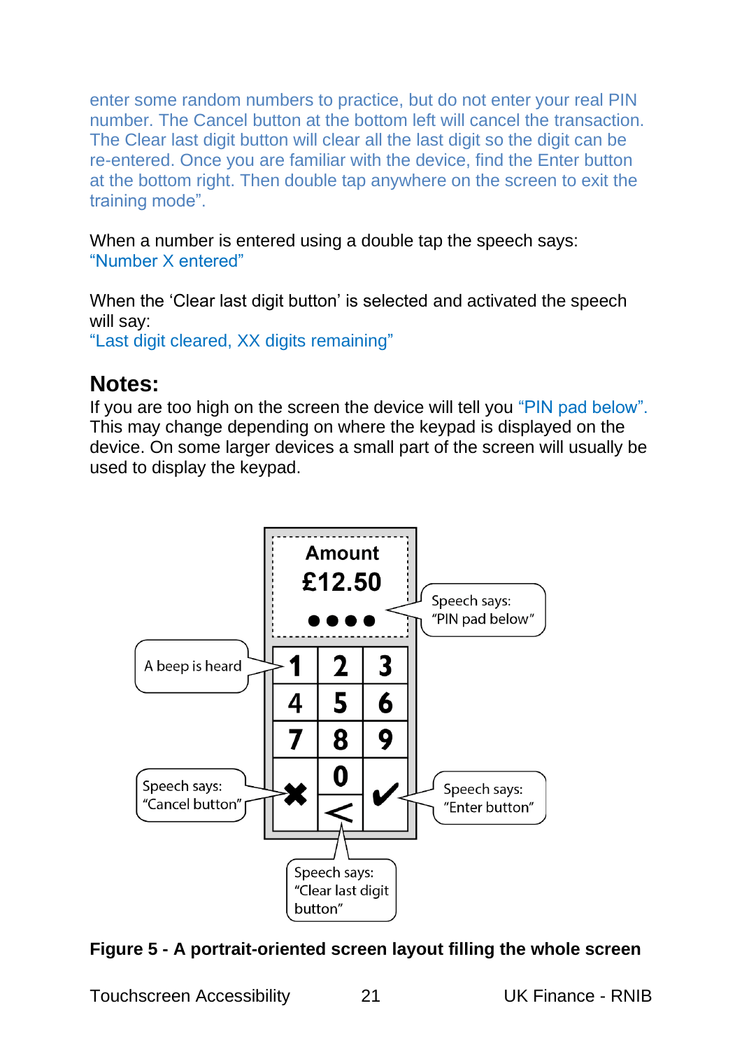enter some random numbers to practice, but do not enter your real PIN number. The Cancel button at the bottom left will cancel the transaction. The Clear last digit button will clear all the last digit so the digit can be re-entered. Once you are familiar with the device, find the Enter button at the bottom right. Then double tap anywhere on the screen to exit the training mode".

When a number is entered using a double tap the speech says:
"Number X entered"

When the 'Clear last digit button' is selected and activated the speech will say:
"Last digit cleared, XX digits remaining"

## Notes:

If you are too high on the screen the device will tell you "PIN pad below". This may change depending on where the keypad is displayed on the device. On some larger devices a small part of the screen will usually be used to display the keypad.

Amount
£12.50
●●●●

Speech says: "PIN pad below"

A beep is heard

| 1 | 2 | 3 |
|---|---|---|
| 4 | 5 | 6 |
| 7 | 8 | 9 |
| ✖ | 0 / < | ✔ |

Speech says: "Cancel button"

Speech says: "Enter button"

Speech says: "Clear last digit button"

**Figure 5 - A portrait-oriented screen layout filling the whole screen**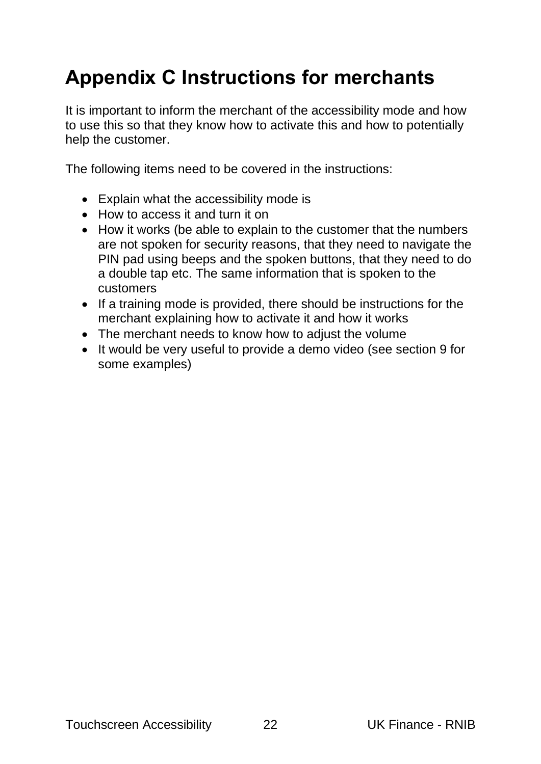# Appendix C Instructions for merchants

It is important to inform the merchant of the accessibility mode and how to use this so that they know how to activate this and how to potentially help the customer.

The following items need to be covered in the instructions:

- Explain what the accessibility mode is
- How to access it and turn it on
- How it works (be able to explain to the customer that the numbers are not spoken for security reasons, that they need to navigate the PIN pad using beeps and the spoken buttons, that they need to do a double tap etc. The same information that is spoken to the customers
- If a training mode is provided, there should be instructions for the merchant explaining how to activate it and how it works
- The merchant needs to know how to adjust the volume
- It would be very useful to provide a demo video (see section 9 for some examples)